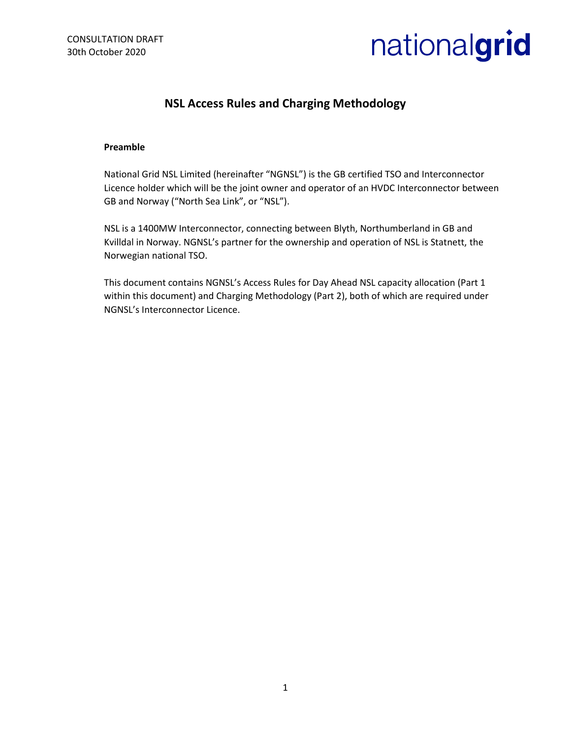CONSULTATION DRAFT
30th October 2020

nationalgrid

# NSL Access Rules and Charging Methodology

**Preamble**

National Grid NSL Limited (hereinafter "NGNSL") is the GB certified TSO and Interconnector Licence holder which will be the joint owner and operator of an HVDC Interconnector between GB and Norway ("North Sea Link", or "NSL").

NSL is a 1400MW Interconnector, connecting between Blyth, Northumberland in GB and Kvilldal in Norway. NGNSL's partner for the ownership and operation of NSL is Statnett, the Norwegian national TSO.

This document contains NGNSL's Access Rules for Day Ahead NSL capacity allocation (Part 1 within this document) and Charging Methodology (Part 2), both of which are required under NGNSL's Interconnector Licence.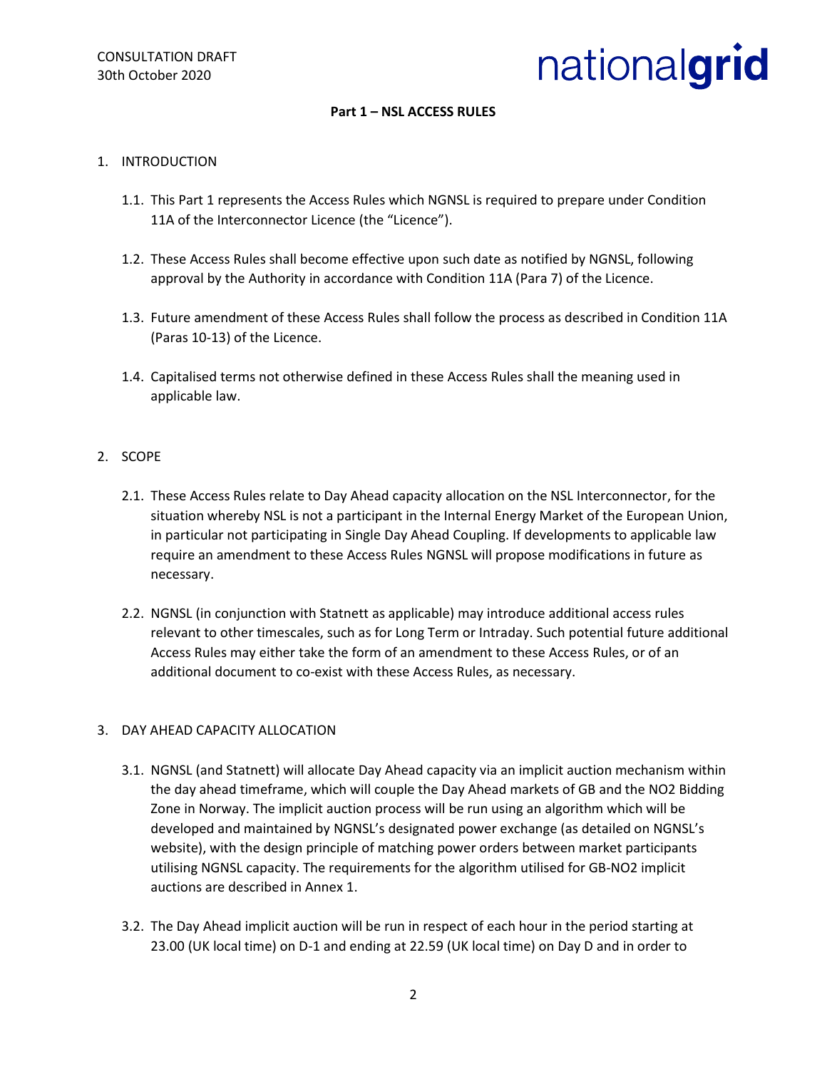**Part 1 – NSL ACCESS RULES**

1. INTRODUCTION

   1.1. This Part 1 represents the Access Rules which NGNSL is required to prepare under Condition 11A of the Interconnector Licence (the "Licence").

   1.2. These Access Rules shall become effective upon such date as notified by NGNSL, following approval by the Authority in accordance with Condition 11A (Para 7) of the Licence.

   1.3. Future amendment of these Access Rules shall follow the process as described in Condition 11A (Paras 10-13) of the Licence.

   1.4. Capitalised terms not otherwise defined in these Access Rules shall the meaning used in applicable law.

2. SCOPE

   2.1. These Access Rules relate to Day Ahead capacity allocation on the NSL Interconnector, for the situation whereby NSL is not a participant in the Internal Energy Market of the European Union, in particular not participating in Single Day Ahead Coupling. If developments to applicable law require an amendment to these Access Rules NGNSL will propose modifications in future as necessary.

   2.2. NGNSL (in conjunction with Statnett as applicable) may introduce additional access rules relevant to other timescales, such as for Long Term or Intraday. Such potential future additional Access Rules may either take the form of an amendment to these Access Rules, or of an additional document to co-exist with these Access Rules, as necessary.

3. DAY AHEAD CAPACITY ALLOCATION

   3.1. NGNSL (and Statnett) will allocate Day Ahead capacity via an implicit auction mechanism within the day ahead timeframe, which will couple the Day Ahead markets of GB and the NO2 Bidding Zone in Norway. The implicit auction process will be run using an algorithm which will be developed and maintained by NGNSL's designated power exchange (as detailed on NGNSL's website), with the design principle of matching power orders between market participants utilising NGNSL capacity. The requirements for the algorithm utilised for GB-NO2 implicit auctions are described in Annex 1.

   3.2. The Day Ahead implicit auction will be run in respect of each hour in the period starting at 23.00 (UK local time) on D-1 and ending at 22.59 (UK local time) on Day D and in order to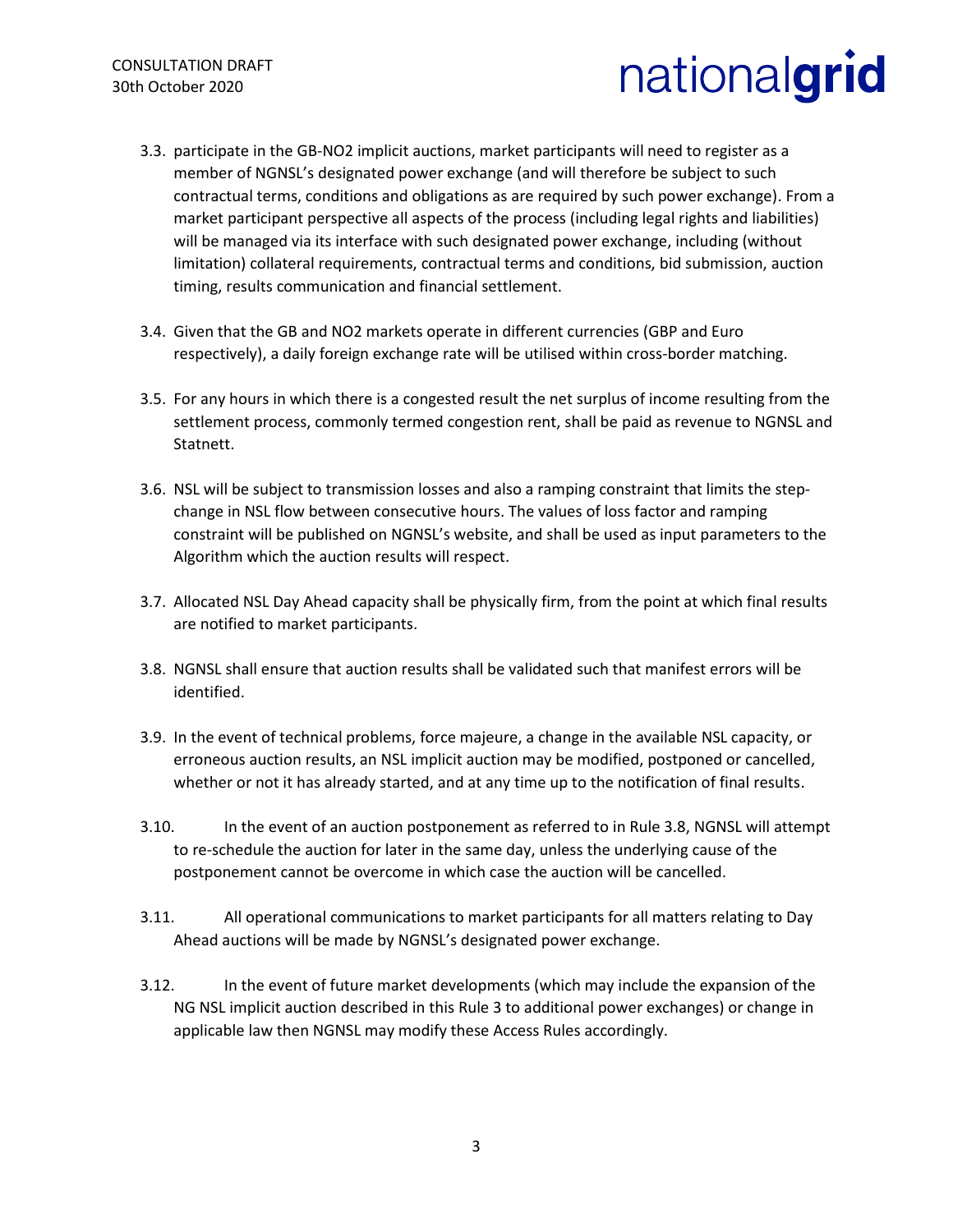3.3. participate in the GB-NO2 implicit auctions, market participants will need to register as a member of NGNSL's designated power exchange (and will therefore be subject to such contractual terms, conditions and obligations as are required by such power exchange). From a market participant perspective all aspects of the process (including legal rights and liabilities) will be managed via its interface with such designated power exchange, including (without limitation) collateral requirements, contractual terms and conditions, bid submission, auction timing, results communication and financial settlement.

3.4. Given that the GB and NO2 markets operate in different currencies (GBP and Euro respectively), a daily foreign exchange rate will be utilised within cross-border matching.

3.5. For any hours in which there is a congested result the net surplus of income resulting from the settlement process, commonly termed congestion rent, shall be paid as revenue to NGNSL and Statnett.

3.6. NSL will be subject to transmission losses and also a ramping constraint that limits the step-change in NSL flow between consecutive hours. The values of loss factor and ramping constraint will be published on NGNSL's website, and shall be used as input parameters to the Algorithm which the auction results will respect.

3.7. Allocated NSL Day Ahead capacity shall be physically firm, from the point at which final results are notified to market participants.

3.8. NGNSL shall ensure that auction results shall be validated such that manifest errors will be identified.

3.9. In the event of technical problems, force majeure, a change in the available NSL capacity, or erroneous auction results, an NSL implicit auction may be modified, postponed or cancelled, whether or not it has already started, and at any time up to the notification of final results.

3.10. In the event of an auction postponement as referred to in Rule 3.8, NGNSL will attempt to re-schedule the auction for later in the same day, unless the underlying cause of the postponement cannot be overcome in which case the auction will be cancelled.

3.11. All operational communications to market participants for all matters relating to Day Ahead auctions will be made by NGNSL's designated power exchange.

3.12. In the event of future market developments (which may include the expansion of the NG NSL implicit auction described in this Rule 3 to additional power exchanges) or change in applicable law then NGNSL may modify these Access Rules accordingly.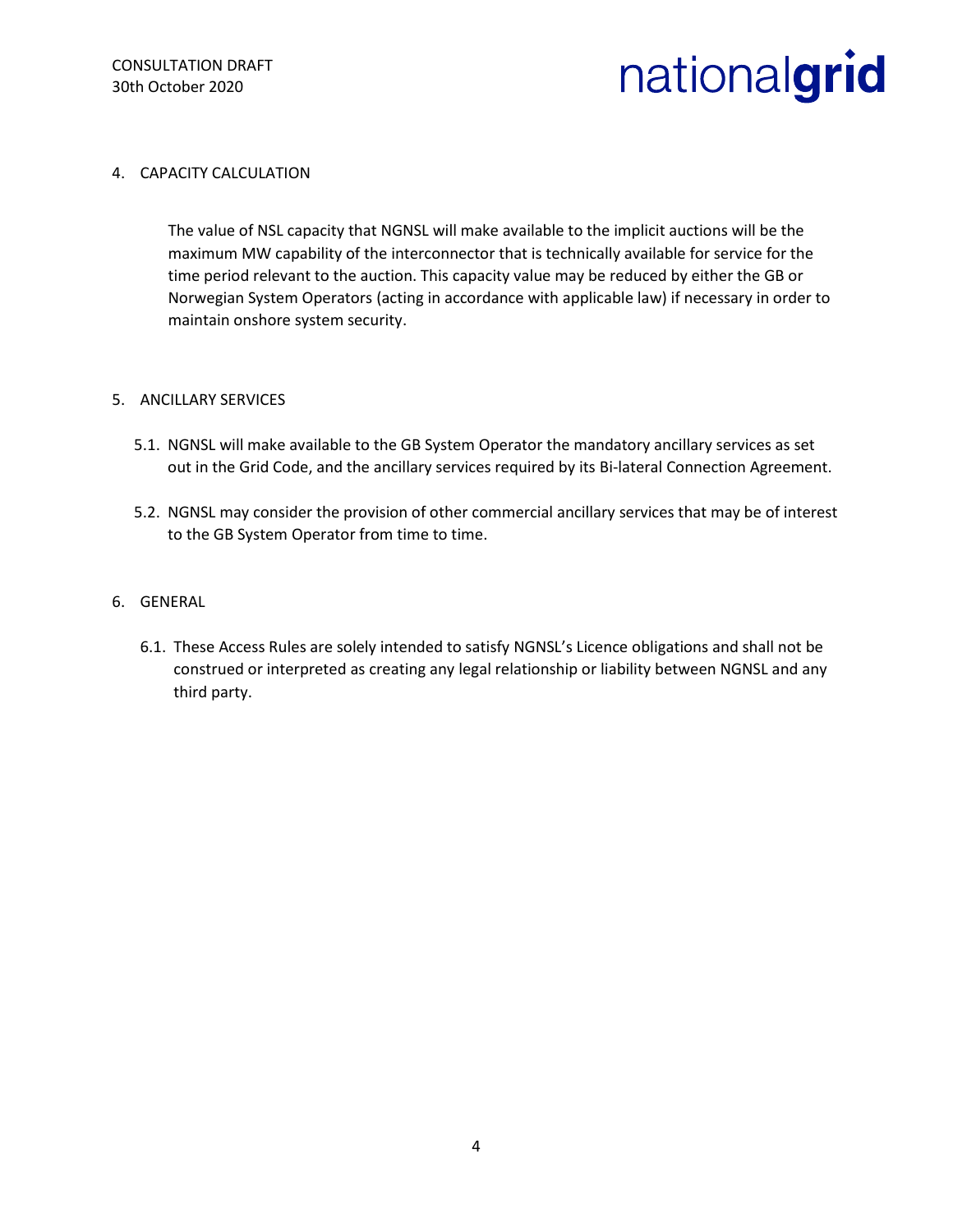## 4. CAPACITY CALCULATION

The value of NSL capacity that NGNSL will make available to the implicit auctions will be the maximum MW capability of the interconnector that is technically available for service for the time period relevant to the auction. This capacity value may be reduced by either the GB or Norwegian System Operators (acting in accordance with applicable law) if necessary in order to maintain onshore system security.

## 5. ANCILLARY SERVICES

5.1. NGNSL will make available to the GB System Operator the mandatory ancillary services as set out in the Grid Code, and the ancillary services required by its Bi-lateral Connection Agreement.

5.2. NGNSL may consider the provision of other commercial ancillary services that may be of interest to the GB System Operator from time to time.

## 6. GENERAL

6.1. These Access Rules are solely intended to satisfy NGNSL's Licence obligations and shall not be construed or interpreted as creating any legal relationship or liability between NGNSL and any third party.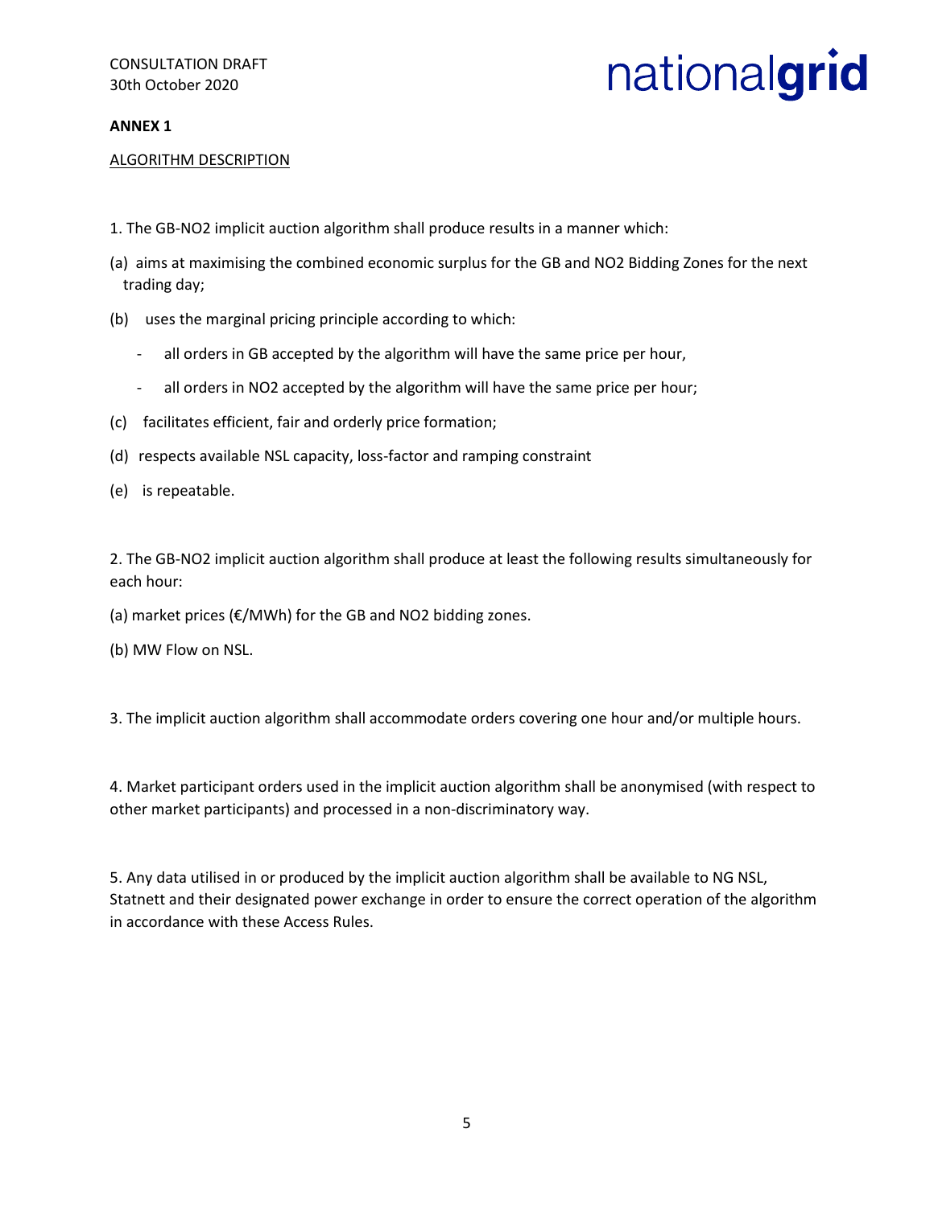CONSULTATION DRAFT
30th October 2020

**ANNEX 1**

ALGORITHM DESCRIPTION

1. The GB-NO2 implicit auction algorithm shall produce results in a manner which:

(a) aims at maximising the combined economic surplus for the GB and NO2 Bidding Zones for the next trading day;

(b) uses the marginal pricing principle according to which:

- all orders in GB accepted by the algorithm will have the same price per hour,
- all orders in NO2 accepted by the algorithm will have the same price per hour;

(c) facilitates efficient, fair and orderly price formation;

(d) respects available NSL capacity, loss-factor and ramping constraint

(e) is repeatable.

2. The GB-NO2 implicit auction algorithm shall produce at least the following results simultaneously for each hour:

(a) market prices (€/MWh) for the GB and NO2 bidding zones.

(b) MW Flow on NSL.

3. The implicit auction algorithm shall accommodate orders covering one hour and/or multiple hours.

4. Market participant orders used in the implicit auction algorithm shall be anonymised (with respect to other market participants) and processed in a non-discriminatory way.

5. Any data utilised in or produced by the implicit auction algorithm shall be available to NG NSL, Statnett and their designated power exchange in order to ensure the correct operation of the algorithm in accordance with these Access Rules.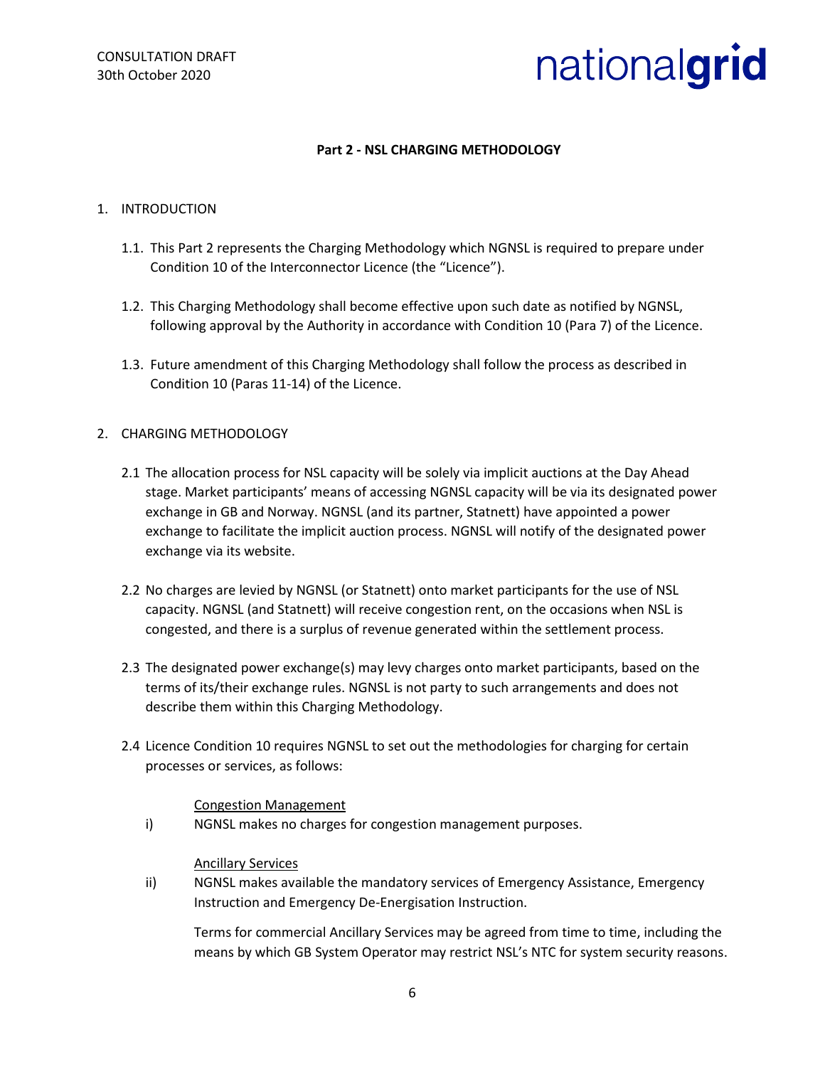### Part 2 - NSL CHARGING METHODOLOGY

1. INTRODUCTION

   1.1. This Part 2 represents the Charging Methodology which NGNSL is required to prepare under Condition 10 of the Interconnector Licence (the "Licence").

   1.2. This Charging Methodology shall become effective upon such date as notified by NGNSL, following approval by the Authority in accordance with Condition 10 (Para 7) of the Licence.

   1.3. Future amendment of this Charging Methodology shall follow the process as described in Condition 10 (Paras 11-14) of the Licence.

2. CHARGING METHODOLOGY

   2.1 The allocation process for NSL capacity will be solely via implicit auctions at the Day Ahead stage. Market participants' means of accessing NGNSL capacity will be via its designated power exchange in GB and Norway. NGNSL (and its partner, Statnett) have appointed a power exchange to facilitate the implicit auction process. NGNSL will notify of the designated power exchange via its website.

   2.2 No charges are levied by NGNSL (or Statnett) onto market participants for the use of NSL capacity. NGNSL (and Statnett) will receive congestion rent, on the occasions when NSL is congested, and there is a surplus of revenue generated within the settlement process.

   2.3 The designated power exchange(s) may levy charges onto market participants, based on the terms of its/their exchange rules. NGNSL is not party to such arrangements and does not describe them within this Charging Methodology.

   2.4 Licence Condition 10 requires NGNSL to set out the methodologies for charging for certain processes or services, as follows:

   Congestion Management

   i) NGNSL makes no charges for congestion management purposes.

   Ancillary Services

   ii) NGNSL makes available the mandatory services of Emergency Assistance, Emergency Instruction and Emergency De-Energisation Instruction.

   Terms for commercial Ancillary Services may be agreed from time to time, including the means by which GB System Operator may restrict NSL's NTC for system security reasons.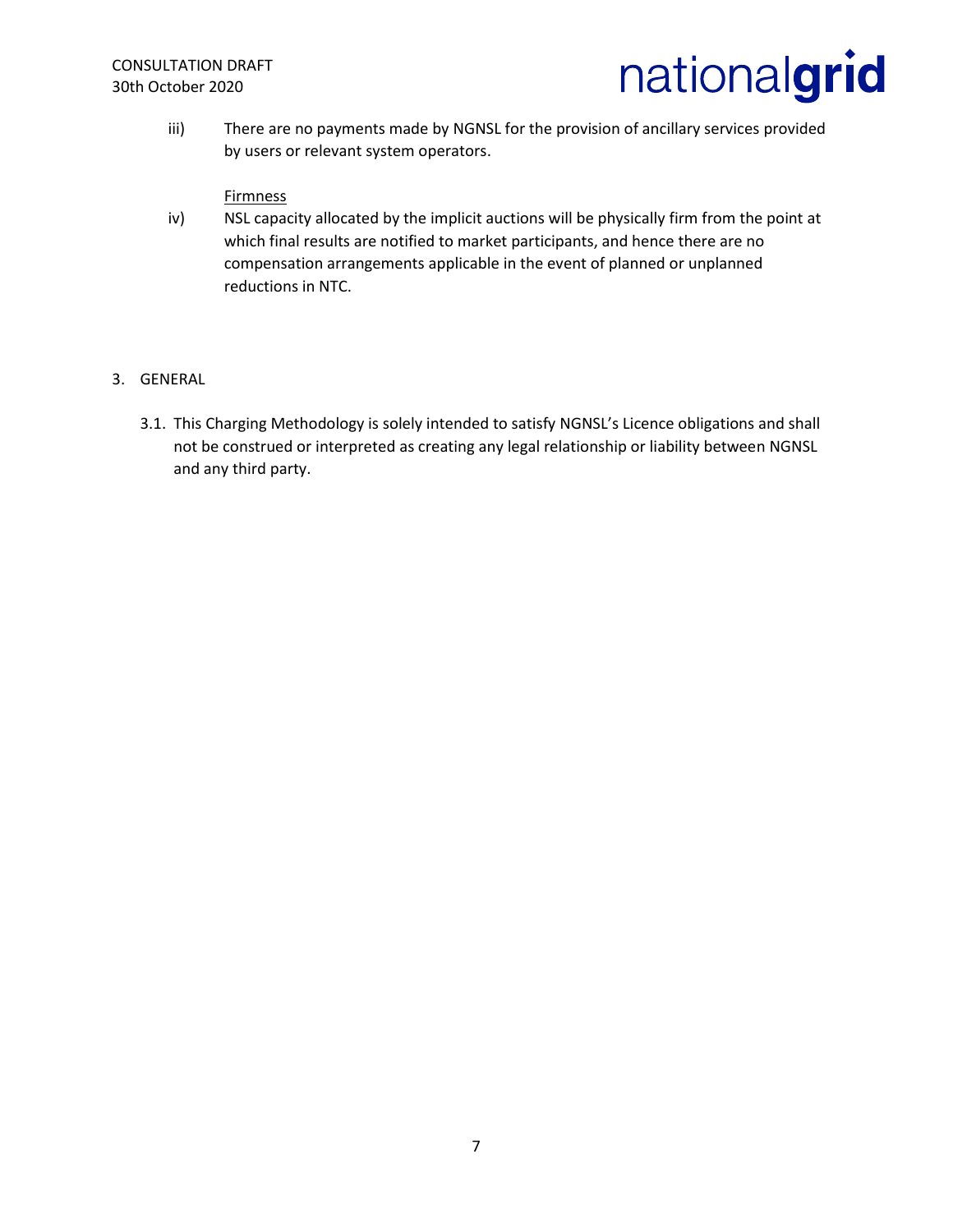iii) There are no payments made by NGNSL for the provision of ancillary services provided by users or relevant system operators.

Firmness

iv) NSL capacity allocated by the implicit auctions will be physically firm from the point at which final results are notified to market participants, and hence there are no compensation arrangements applicable in the event of planned or unplanned reductions in NTC.

3. GENERAL

3.1. This Charging Methodology is solely intended to satisfy NGNSL's Licence obligations and shall not be construed or interpreted as creating any legal relationship or liability between NGNSL and any third party.